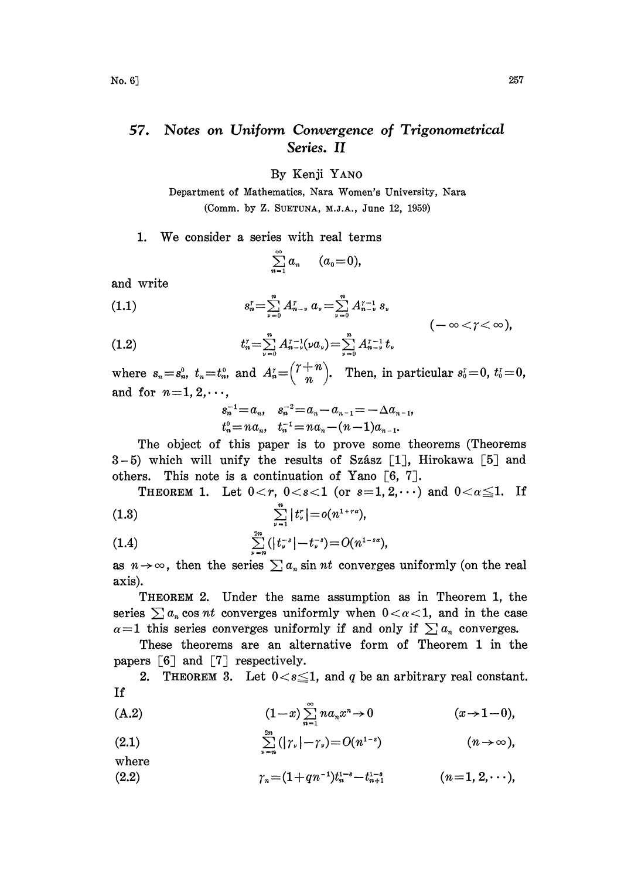# 57. Notes on Uniform Convergence of Trigonometrical Series. II

By Kenji YANO

Department of Mathematics, Nara Women's University, Nara

(Comm. by Z. SUETUNA, M.J.A., June 12, 1959)

1. We consider a series with real terms

$$\sum_{n=1}^{\infty} a_n \qquad (a_0=0),$$

and write

$$(1.1) \qquad s_n^\gamma=\sum_{\nu=0}^{n} A_{n-\nu}^{\gamma}\, a_\nu=\sum_{\nu=0}^{n} A_{n-\nu}^{\gamma-1}\, s_\nu$$

$$(-\infty<\gamma<\infty),$$

$$(1.2) \qquad t_n^\gamma=\sum_{\nu=0}^{n} A_{n-\nu}^{\gamma-1}(\nu a_\nu)=\sum_{\nu=0}^{n} A_{n-\nu}^{\gamma-1}\, t_\nu$$

where $s_n=s_n^0$, $t_n=t_n^0$, and $A_n^\gamma=\binom{\gamma+n}{n}$. Then, in particular $s_0^\gamma=0$, $t_0^\gamma=0$, and for $n=1,2,\cdots$,

$$s_n^{-1}=a_n, \quad s_n^{-2}=a_n-a_{n-1}=-\Delta a_{n-1},$$
$$t_n^0=na_n, \quad t_n^{-1}=na_n-(n-1)a_{n-1}.$$

The object of this paper is to prove some theorems (Theorems 3-5) which will unify the results of Szász [1], Hirokawa [5] and others. This note is a continuation of Yano [6, 7].

THEOREM 1. *Let $0<r$, $0<s<1$ (or $s=1,2,\cdots$) and $0<\alpha\leqq 1$. If*

$$(1.3) \qquad \sum_{\nu=1}^{n} |t_\nu^r|=o(n^{1+r\alpha}),$$

$$(1.4) \qquad \sum_{\nu=n}^{2n} (|t_\nu^{-s}|-t_\nu^{-s})=O(n^{1-s\alpha}),$$

*as $n\to\infty$, then the series $\sum a_n \sin nt$ converges uniformly (on the real axis).*

THEOREM 2. *Under the same assumption as in Theorem 1, the series $\sum a_n \cos nt$ converges uniformly when $0<\alpha<1$, and in the case $\alpha=1$ this series converges uniformly if and only if $\sum a_n$ converges.*

These theorems are an alternative form of Theorem 1 in the papers [6] and [7] respectively.

2. THEOREM 3. *Let $0<s\leqq 1$, and $q$ be an arbitrary real constant. If*

$$(\text{A.2}) \qquad (1-x)\sum_{n=1}^{\infty} na_n x^n \to 0 \qquad (x\to 1-0),$$

$$(2.1) \qquad \sum_{\nu=n}^{2n} (|\gamma_\nu|-\gamma_\nu)=O(n^{1-s}) \qquad (n\to\infty),$$

*where*

$$(2.2) \qquad \gamma_n=(1+qn^{-1})t_n^{1-s}-t_{n+1}^{1-s} \qquad (n=1,2,\cdots),$$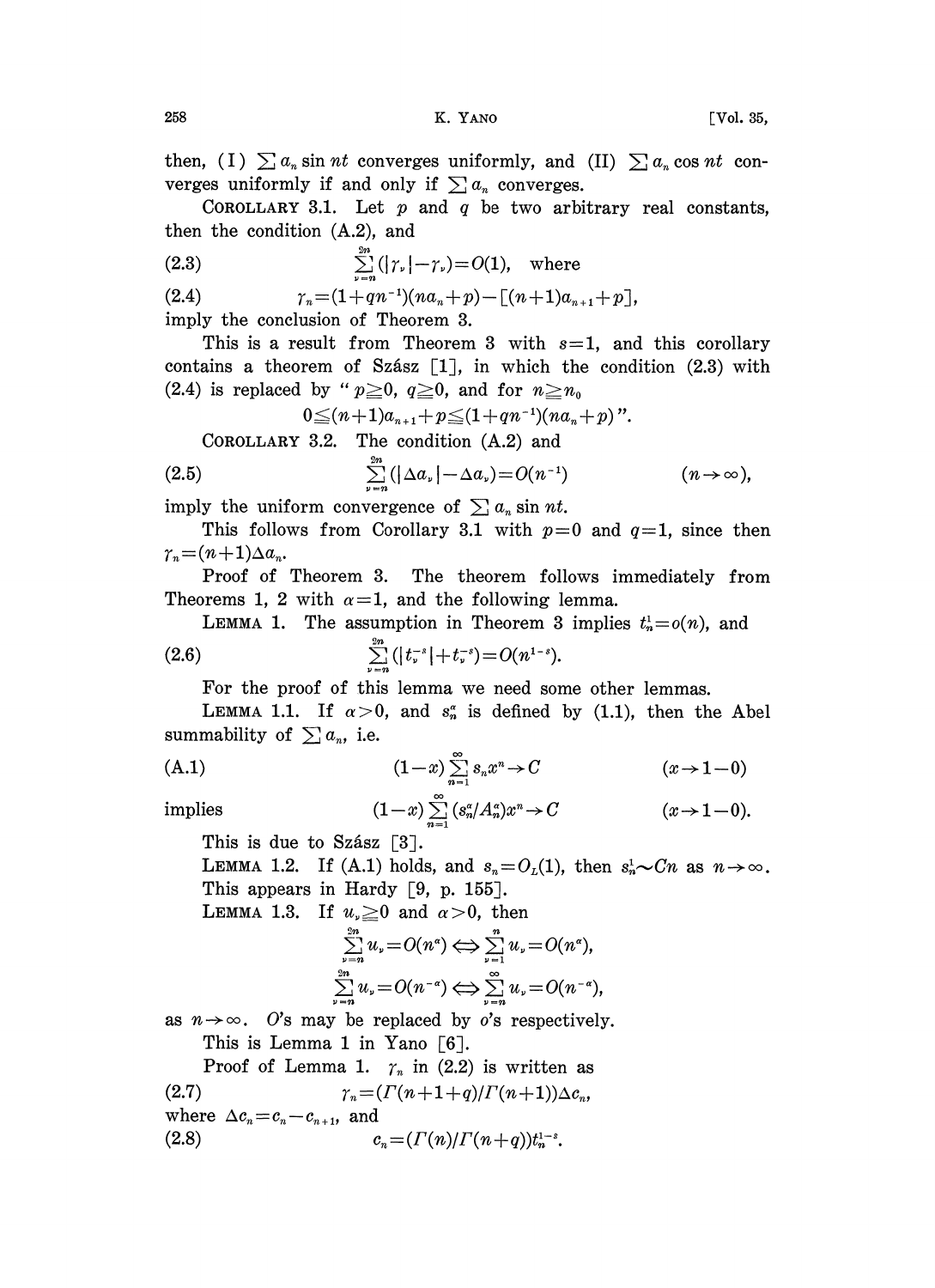then, (I) $\sum a_n \sin nt$ converges uniformly, and (II) $\sum a_n \cos nt$ converges uniformly if and only if $\sum a_n$ converges.

COROLLARY 3.1. Let $p$ and $q$ be two arbitrary real constants, then the condition (A.2), and

$$\sum_{\nu=n}^{2n}(|\gamma_\nu|-\gamma_\nu)=O(1), \quad \text{where} \tag{2.3}$$

$$\gamma_n=(1+qn^{-1})(na_n+p)-[(n+1)a_{n+1}+p], \tag{2.4}$$

imply the conclusion of Theorem 3.

This is a result from Theorem 3 with $s=1$, and this corollary contains a theorem of Szász [1], in which the condition (2.3) with (2.4) is replaced by "$p\geqq 0$, $q\geqq 0$, and for $n\geqq n_0$

$$0\leqq(n+1)a_{n+1}+p\leqq(1+qn^{-1})(na_n+p)\text{"}.$$

COROLLARY 3.2. The condition (A.2) and

$$\sum_{\nu=n}^{2n}(|\Delta a_\nu|-\Delta a_\nu)=O(n^{-1}) \qquad (n\to\infty), \tag{2.5}$$

imply the uniform convergence of $\sum a_n \sin nt$.

This follows from Corollary 3.1 with $p=0$ and $q=1$, since then $\gamma_n=(n+1)\Delta a_n$.

Proof of Theorem 3. The theorem follows immediately from Theorems 1, 2 with $\alpha=1$, and the following lemma.

LEMMA 1. The assumption in Theorem 3 implies $t_n^1=o(n)$, and

$$\sum_{\nu=n}^{2n}(|t_\nu^{-s}|+t_\nu^{-s})=O(n^{1-s}). \tag{2.6}$$

For the proof of this lemma we need some other lemmas.

LEMMA 1.1. If $\alpha>0$, and $s_n^\alpha$ is defined by (1.1), then the Abel summability of $\sum a_n$, i.e.

$$(1-x)\sum_{n=1}^{\infty}s_n x^n\to C \qquad (x\to 1-0) \tag{A.1}$$

implies
$$(1-x)\sum_{n=1}^{\infty}(s_n^\alpha/A_n^\alpha)x^n\to C \qquad (x\to 1-0).$$

This is due to Szász [3].

LEMMA 1.2. If (A.1) holds, and $s_n=O_L(1)$, then $s_n^1\sim Cn$ as $n\to\infty$. This appears in Hardy [9, p. 155].

LEMMA 1.3. If $u_\nu\geqq 0$ and $\alpha>0$, then

$$\sum_{\nu=n}^{2n}u_\nu=O(n^\alpha)\Leftrightarrow\sum_{\nu=1}^{n}u_\nu=O(n^\alpha),$$

$$\sum_{\nu=n}^{2n}u_\nu=O(n^{-\alpha})\Leftrightarrow\sum_{\nu=n}^{\infty}u_\nu=O(n^{-\alpha}),$$

as $n\to\infty$. $O$'s may be replaced by $o$'s respectively.

This is Lemma 1 in Yano [6].

Proof of Lemma 1. $\gamma_n$ in (2.2) is written as

$$\gamma_n=(\Gamma(n+1+q)/\Gamma(n+1))\Delta c_n, \tag{2.7}$$

where $\Delta c_n=c_n-c_{n+1}$, and

$$c_n=(\Gamma(n)/\Gamma(n+q))t_n^{1-s}. \tag{2.8}$$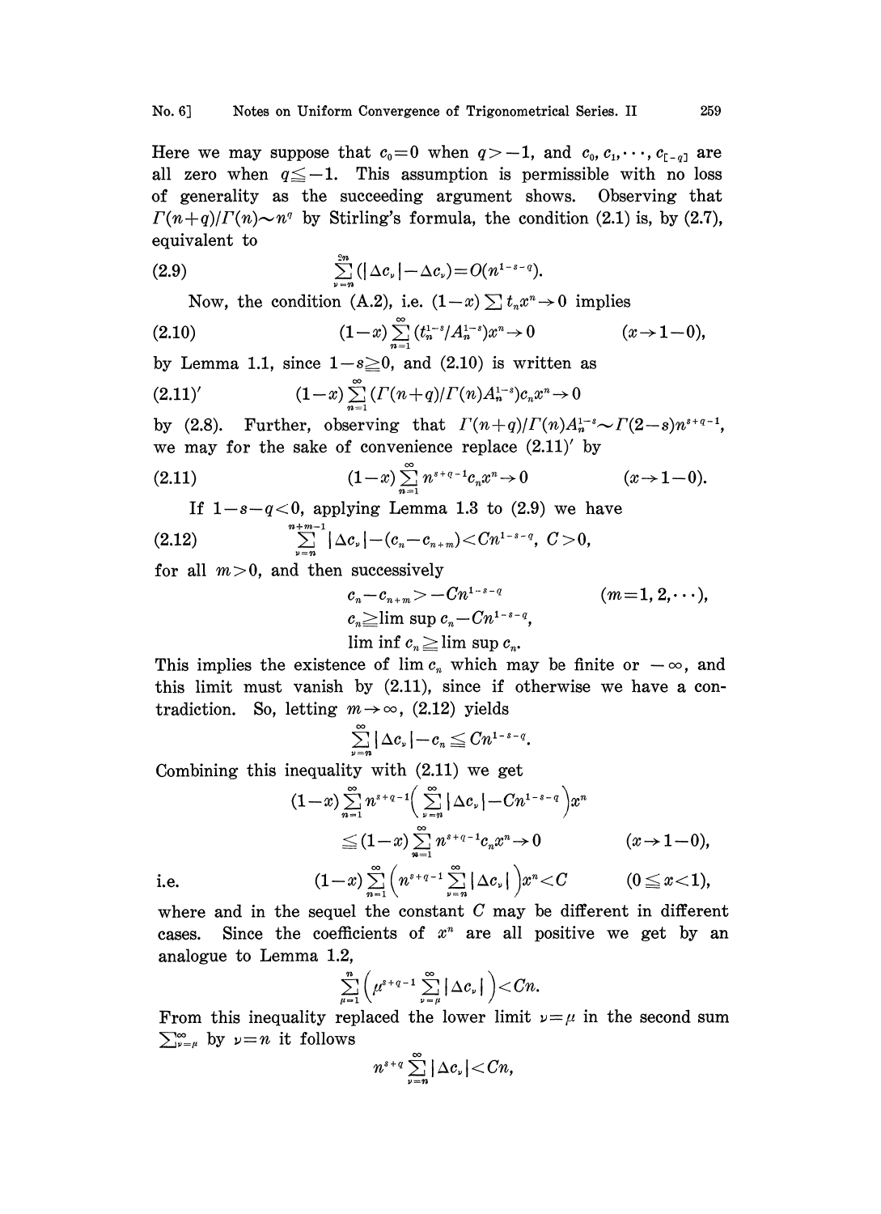Here we may suppose that $c_0=0$ when $q>-1$, and $c_0, c_1, \cdots, c_{[-q]}$ are all zero when $q\leqq -1$. This assumption is permissible with no loss of generality as the succeeding argument shows. Observing that $\Gamma(n+q)/\Gamma(n)\sim n^q$ by Stirling's formula, the condition (2.1) is, by (2.7), equivalent to

$$\sum_{\nu=n}^{2n}(|\Delta c_\nu|-\Delta c_\nu)=O(n^{1-s-q}). \tag{2.9}$$

Now, the condition (A.2), i.e. $(1-x)\sum t_n x^n \to 0$ implies

$$(1-x)\sum_{n=1}^{\infty}(t_n^{1-s}/A_n^{1-s})x^n \to 0 \qquad (x\to 1-0), \tag{2.10}$$

by Lemma 1.1, since $1-s\geqq 0$, and (2.10) is written as

$$(1-x)\sum_{n=1}^{\infty}(\Gamma(n+q)/\Gamma(n)A_n^{1-s})c_n x^n \to 0 \tag{2.11$'$}$$

by (2.8). Further, observing that $\Gamma(n+q)/\Gamma(n)A_n^{1-s}\sim\Gamma(2-s)n^{s+q-1}$, we may for the sake of convenience replace (2.11)$'$ by

$$(1-x)\sum_{n=1}^{\infty}n^{s+q-1}c_n x^n \to 0 \qquad (x\to 1-0). \tag{2.11}$$

If $1-s-q<0$, applying Lemma 1.3 to (2.9) we have

$$\sum_{\nu=n}^{n+m-1}|\Delta c_\nu|-(c_n-c_{n+m})<Cn^{1-s-q},\ C>0, \tag{2.12}$$

for all $m>0$, and then successively

$$c_n-c_{n+m}>-Cn^{1-s-q} \qquad (m=1,2,\cdots),$$
$$c_n \geqq \limsup c_n - Cn^{1-s-q},$$
$$\liminf c_n \geqq \limsup c_n.$$

This implies the existence of $\lim c_n$ which may be finite or $-\infty$, and this limit must vanish by (2.11), since if otherwise we have a contradiction. So, letting $m\to\infty$, (2.12) yields

$$\sum_{\nu=n}^{\infty}|\Delta c_\nu|-c_n\leqq Cn^{1-s-q}.$$

Combining this inequality with (2.11) we get

$$(1-x)\sum_{n=1}^{\infty}n^{s+q-1}\Big(\sum_{\nu=n}^{\infty}|\Delta c_\nu|-Cn^{1-s-q}\Big)x^n$$
$$\leqq (1-x)\sum_{n=1}^{\infty}n^{s+q-1}c_n x^n\to 0 \qquad (x\to 1-0),$$

i.e.
$$(1-x)\sum_{n=1}^{\infty}\Big(n^{s+q-1}\sum_{\nu=n}^{\infty}|\Delta c_\nu|\Big)x^n<C \qquad (0\leqq x<1),$$

where and in the sequel the constant $C$ may be different in different cases. Since the coefficients of $x^n$ are all positive we get by an analogue to Lemma 1.2,

$$\sum_{\mu=1}^{n}\Big(\mu^{s+q-1}\sum_{\nu=\mu}^{\infty}|\Delta c_\nu|\Big)<Cn.$$

From this inequality replaced the lower limit $\nu=\mu$ in the second sum $\sum_{\nu=\mu}^{\infty}$ by $\nu=n$ it follows

$$n^{s+q}\sum_{\nu=n}^{\infty}|\Delta c_\nu|<Cn,$$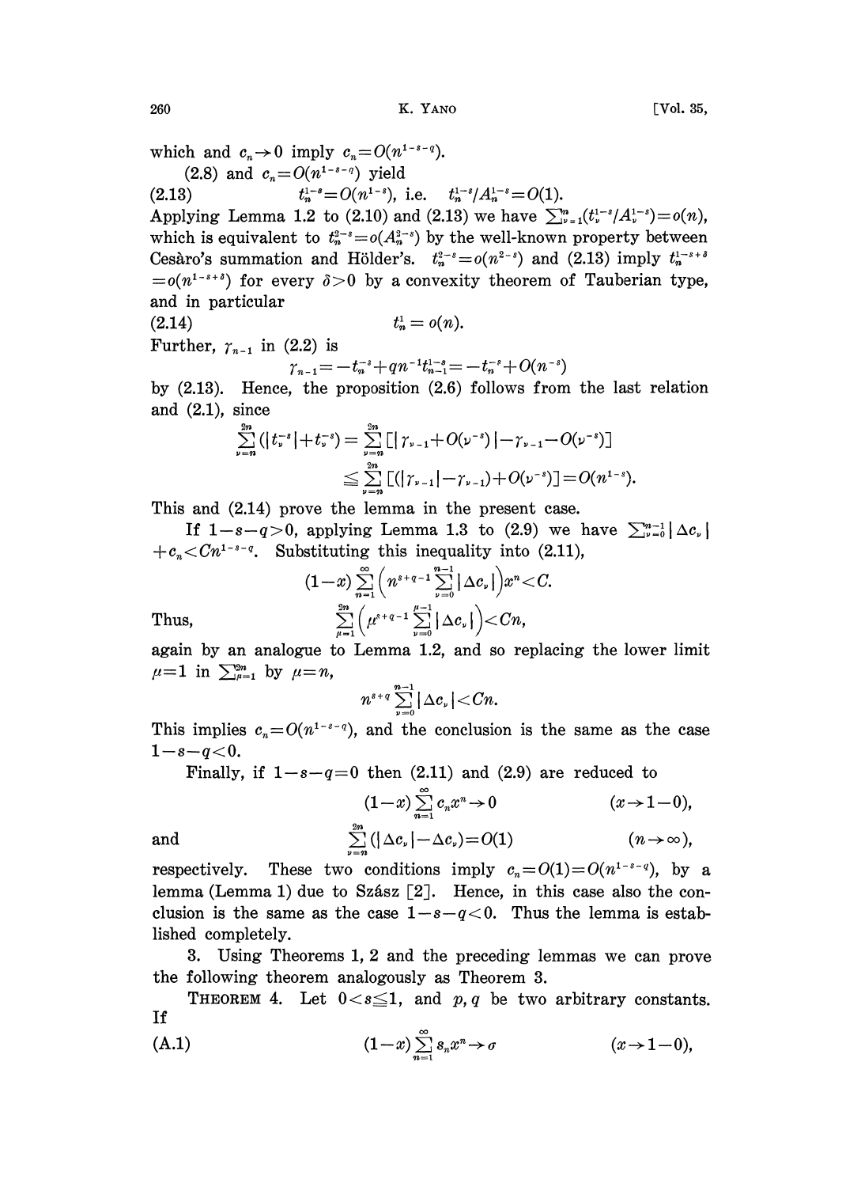which and $c_n \to 0$ imply $c_n = O(n^{1-s-q})$.

(2.8) and $c_n = O(n^{1-s-q})$ yield

$$(2.13) \qquad t_n^{1-s} = O(n^{1-s}), \text{ i.e. } \quad t_n^{1-s}/A_n^{1-s} = O(1).$$

Applying Lemma 1.2 to (2.10) and (2.13) we have $\sum_{\nu=1}^{n}(t_\nu^{1-s}/A_\nu^{1-s}) = o(n)$, which is equivalent to $t_n^{2-s} = o(A_n^{2-s})$ by the well-known property between Cesàro's summation and Hölder's. $t_n^{2-s} = o(n^{2-s})$ and (2.13) imply $t_n^{1-s+\delta} = o(n^{1-s+\delta})$ for every $\delta > 0$ by a convexity theorem of Tauberian type, and in particular

$$(2.14) \qquad t_n^1 = o(n).$$

Further, $\gamma_{n-1}$ in (2.2) is

$$\gamma_{n-1} = -t_n^{-s} + qn^{-1}t_{n-1}^{1-s} = -t_n^{-s} + O(n^{-s})$$

by (2.13). Hence, the proposition (2.6) follows from the last relation and (2.1), since

$$\begin{aligned}\sum_{\nu=n}^{2n}(|t_\nu^{-s}| + t_\nu^{-s}) &= \sum_{\nu=n}^{2n}[|\gamma_{\nu-1} + O(\nu^{-s})| - \gamma_{\nu-1} - O(\nu^{-s})] \\ &\leqq \sum_{\nu=n}^{2n}[(|\gamma_{\nu-1}| - \gamma_{\nu-1}) + O(\nu^{-s})] = O(n^{1-s}).\end{aligned}$$

This and (2.14) prove the lemma in the present case.

If $1-s-q > 0$, applying Lemma 1.3 to (2.9) we have $\sum_{\nu=0}^{n-1}|\Delta c_\nu| + c_n < Cn^{1-s-q}$. Substituting this inequality into (2.11),

$$(1-x)\sum_{n=1}^{\infty}\Big(n^{s+q-1}\sum_{\nu=0}^{n-1}|\Delta c_\nu|\Big)x^n < C.$$

Thus,

$$\sum_{\mu=1}^{2n}\Big(\mu^{s+q-1}\sum_{\nu=0}^{\mu-1}|\Delta c_\nu|\Big) < Cn,$$

again by an analogue to Lemma 1.2, and so replacing the lower limit $\mu = 1$ in $\sum_{\mu=1}^{2n}$ by $\mu = n$,

$$n^{s+q}\sum_{\nu=0}^{n-1}|\Delta c_\nu| < Cn.$$

This implies $c_n = O(n^{1-s-q})$, and the conclusion is the same as the case $1-s-q < 0$.

Finally, if $1-s-q = 0$ then (2.11) and (2.9) are reduced to

$$(1-x)\sum_{n=1}^{\infty}c_n x^n \to 0 \qquad (x \to 1-0),$$

and

$$\sum_{\nu=n}^{2n}(|\Delta c_\nu| - \Delta c_\nu) = O(1) \qquad (n \to \infty),$$

respectively. These two conditions imply $c_n = O(1) = O(n^{1-s-q})$, by a lemma (Lemma 1) due to Szász [2]. Hence, in this case also the conclusion is the same as the case $1-s-q < 0$. Thus the lemma is established completely.

3. Using Theorems 1, 2 and the preceding lemmas we can prove the following theorem analogously as Theorem 3.

**Theorem 4.** *Let $0 < s \leqq 1$, and $p, q$ be two arbitrary constants. If*

$$(A.1) \qquad (1-x)\sum_{n=1}^{\infty}s_n x^n \to \sigma \qquad (x \to 1-0),$$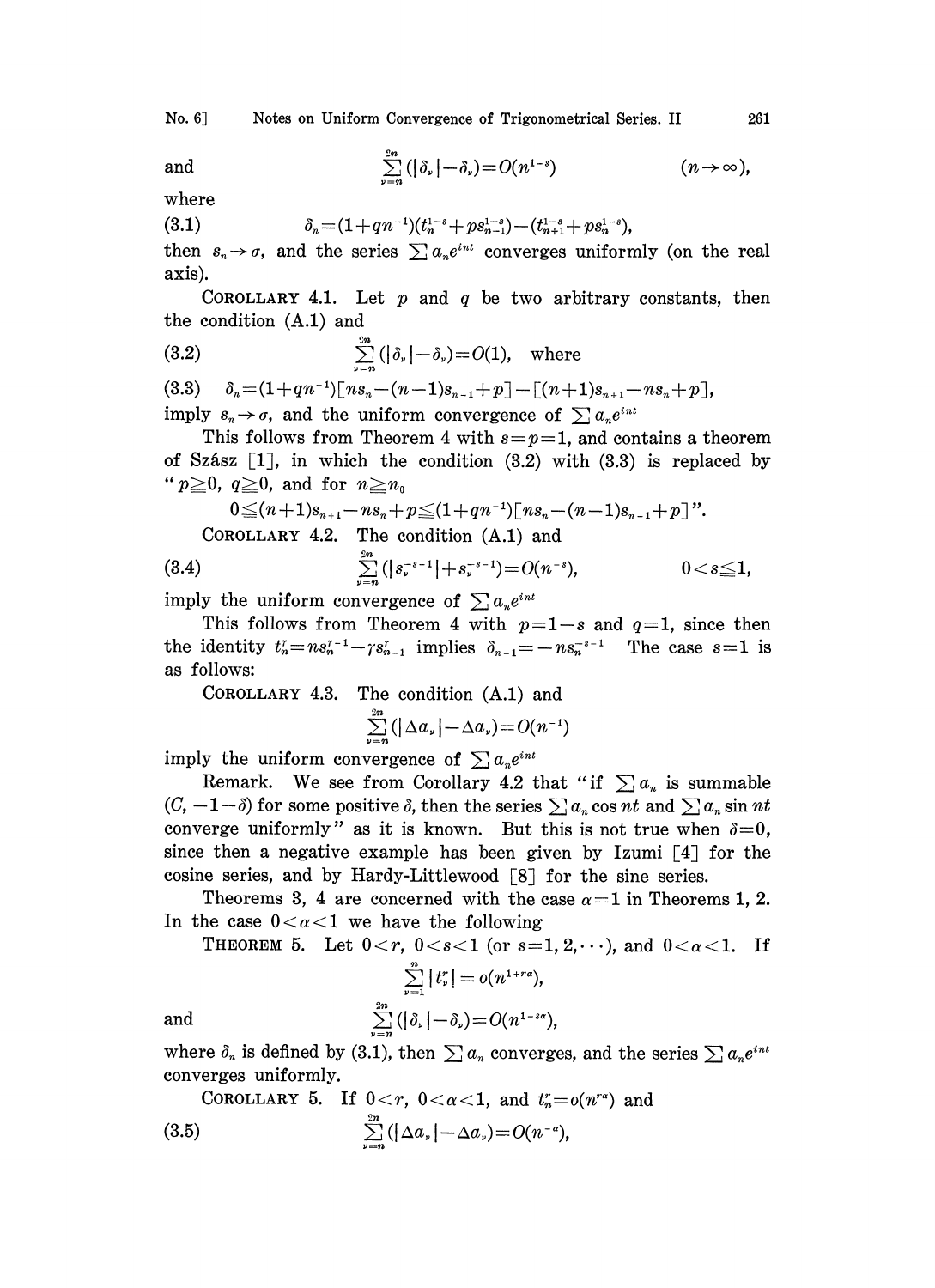and
$$\sum_{\nu=n}^{2n}(|\delta_\nu|-\delta_\nu)=O(n^{1-s}) \qquad (n\to\infty),$$
where

(3.1) $$\delta_n=(1+qn^{-1})(t_n^{1-s}+ps_{n-1}^{1-s})-(t_{n+1}^{1-s}+ps_n^{1-s}),$$

then $s_n\to\sigma$, and the series $\sum a_n e^{int}$ converges uniformly (on the real axis).

COROLLARY 4.1. Let $p$ and $q$ be two arbitrary constants, then the condition (A.1) and

(3.2) $$\sum_{\nu=n}^{2n}(|\delta_\nu|-\delta_\nu)=O(1), \quad \text{where}$$

(3.3) $$\delta_n=(1+qn^{-1})[ns_n-(n-1)s_{n-1}+p]-[(n+1)s_{n+1}-ns_n+p],$$

imply $s_n\to\sigma$, and the uniform convergence of $\sum a_n e^{int}$

This follows from Theorem 4 with $s=p=1$, and contains a theorem of Szász [1], in which the condition (3.2) with (3.3) is replaced by "$p\geqq 0$, $q\geqq 0$, and for $n\geqq n_0$
$$0\leqq (n+1)s_{n+1}-ns_n+p\leqq (1+qn^{-1})[ns_n-(n-1)s_{n-1}+p]".$$

COROLLARY 4.2. The condition (A.1) and

(3.4) $$\sum_{\nu=n}^{2n}(|s_\nu^{-s-1}|+s_\nu^{-s-1})=O(n^{-s}), \qquad 0<s\leqq 1,$$

imply the uniform convergence of $\sum a_n e^{int}$

This follows from Theorem 4 with $p=1-s$ and $q=1$, since then the identity $t_n^r=ns_n^{r-1}-\gamma s_{n-1}^r$ implies $\delta_{n-1}=-ns_n^{-s-1}$ The case $s=1$ is as follows:

COROLLARY 4.3. The condition (A.1) and
$$\sum_{\nu=n}^{2n}(|\Delta a_\nu|-\Delta a_\nu)=O(n^{-1})$$
imply the uniform convergence of $\sum a_n e^{int}$

Remark. We see from Corollary 4.2 that "if $\sum a_n$ is summable $(C, -1-\delta)$ for some positive $\delta$, then the series $\sum a_n \cos nt$ and $\sum a_n \sin nt$ converge uniformly" as it is known. But this is not true when $\delta=0$, since then a negative example has been given by Izumi [4] for the cosine series, and by Hardy-Littlewood [8] for the sine series.

Theorems 3, 4 are concerned with the case $\alpha=1$ in Theorems 1, 2. In the case $0<\alpha<1$ we have the following

THEOREM 5. Let $0<r$, $0<s<1$ (or $s=1,2,\cdots$), and $0<\alpha<1$. If
$$\sum_{\nu=1}^{n}|t_\nu^r|=o(n^{1+r\alpha}),$$
and
$$\sum_{\nu=n}^{2n}(|\delta_\nu|-\delta_\nu)=O(n^{1-s\alpha}),$$
where $\delta_n$ is defined by (3.1), then $\sum a_n$ converges, and the series $\sum a_n e^{int}$ converges uniformly.

COROLLARY 5. If $0<r$, $0<\alpha<1$, and $t_n^r=o(n^{r\alpha})$ and

(3.5) $$\sum_{\nu=n}^{2n}(|\Delta a_\nu|-\Delta a_\nu)=O(n^{-\alpha}),$$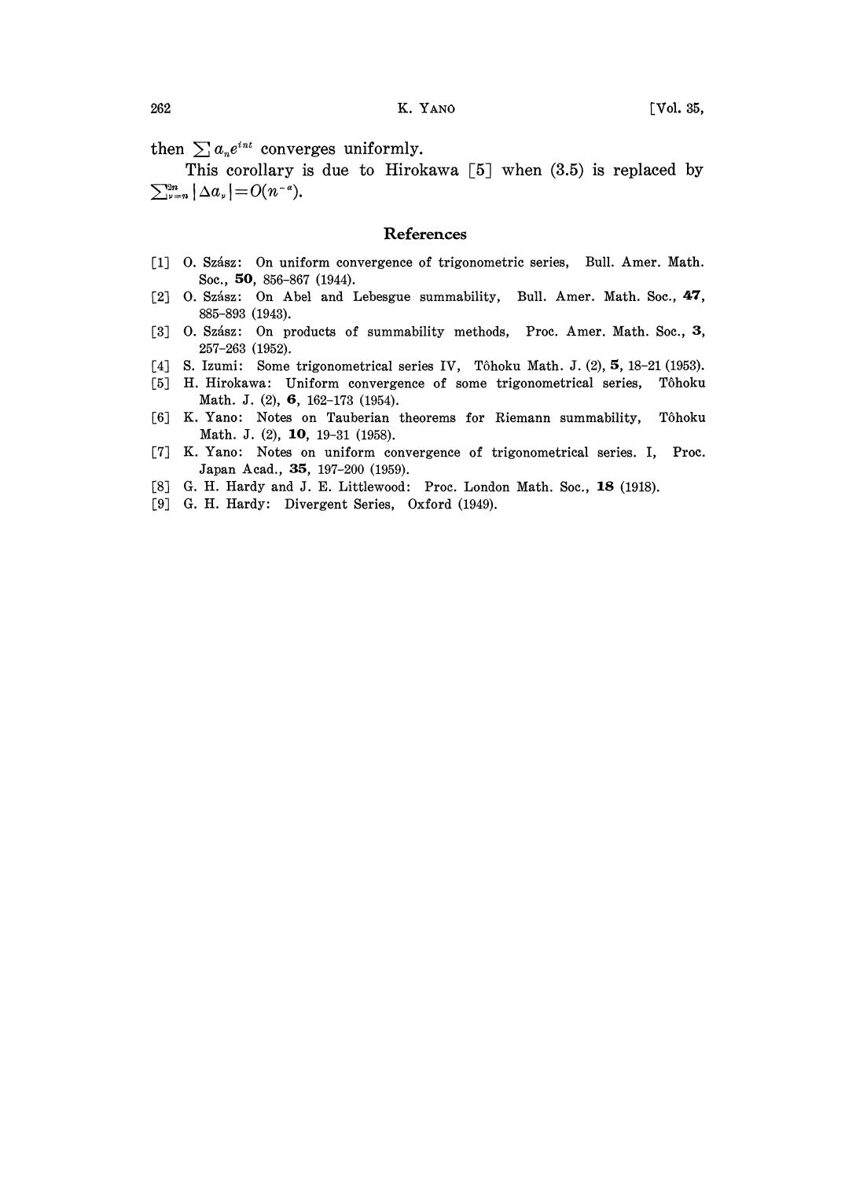then $\sum a_n e^{int}$ converges uniformly.

This corollary is due to Hirokawa [5] when (3.5) is replaced by $\sum_{\nu=n}^{2n} |\Delta a_\nu| = O(n^{-\alpha})$.

## References

[1] O. Szász: On uniform convergence of trigonometric series, Bull. Amer. Math. Soc., **50**, 856–867 (1944).

[2] O. Szász: On Abel and Lebesgue summability, Bull. Amer. Math. Soc., **47**, 885–893 (1943).

[3] O. Szász: On products of summability methods, Proc. Amer. Math. Soc., **3**, 257–263 (1952).

[4] S. Izumi: Some trigonometrical series IV, Tôhoku Math. J. (2), **5**, 18–21 (1953).

[5] H. Hirokawa: Uniform convergence of some trigonometrical series, Tôhoku Math. J. (2), **6**, 162–173 (1954).

[6] K. Yano: Notes on Tauberian theorems for Riemann summability, Tôhoku Math. J. (2), **10**, 19–31 (1958).

[7] K. Yano: Notes on uniform convergence of trigonometrical series. I, Proc. Japan Acad., **35**, 197–200 (1959).

[8] G. H. Hardy and J. E. Littlewood: Proc. London Math. Soc., **18** (1918).

[9] G. H. Hardy: Divergent Series, Oxford (1949).